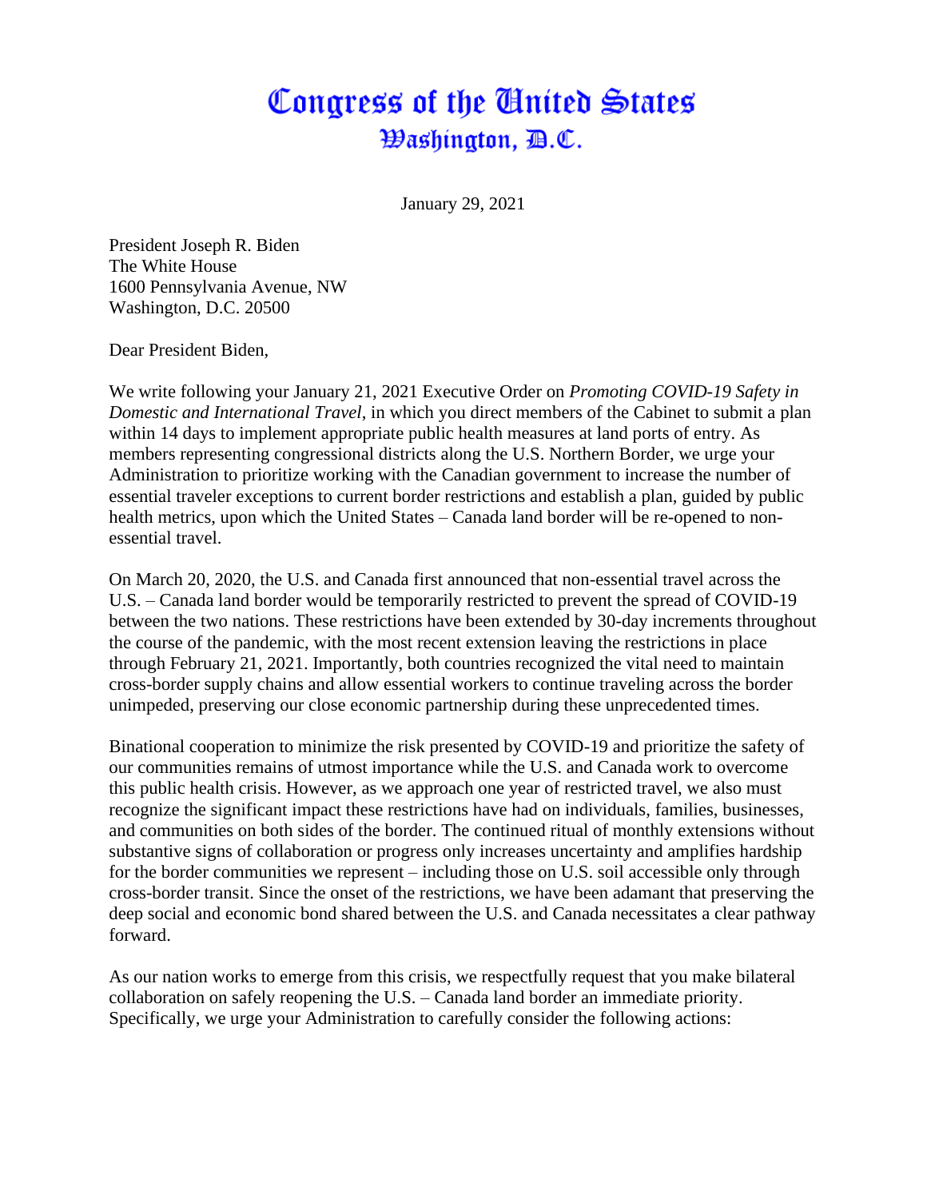# Congress of the United States
## Washington, D.C.

January 29, 2021

President Joseph R. Biden
The White House
1600 Pennsylvania Avenue, NW
Washington, D.C. 20500

Dear President Biden,

We write following your January 21, 2021 Executive Order on *Promoting COVID-19 Safety in Domestic and International Travel*, in which you direct members of the Cabinet to submit a plan within 14 days to implement appropriate public health measures at land ports of entry. As members representing congressional districts along the U.S. Northern Border, we urge your Administration to prioritize working with the Canadian government to increase the number of essential traveler exceptions to current border restrictions and establish a plan, guided by public health metrics, upon which the United States – Canada land border will be re-opened to non-essential travel.

On March 20, 2020, the U.S. and Canada first announced that non-essential travel across the U.S. – Canada land border would be temporarily restricted to prevent the spread of COVID-19 between the two nations. These restrictions have been extended by 30-day increments throughout the course of the pandemic, with the most recent extension leaving the restrictions in place through February 21, 2021. Importantly, both countries recognized the vital need to maintain cross-border supply chains and allow essential workers to continue traveling across the border unimpeded, preserving our close economic partnership during these unprecedented times.

Binational cooperation to minimize the risk presented by COVID-19 and prioritize the safety of our communities remains of utmost importance while the U.S. and Canada work to overcome this public health crisis. However, as we approach one year of restricted travel, we also must recognize the significant impact these restrictions have had on individuals, families, businesses, and communities on both sides of the border. The continued ritual of monthly extensions without substantive signs of collaboration or progress only increases uncertainty and amplifies hardship for the border communities we represent – including those on U.S. soil accessible only through cross-border transit. Since the onset of the restrictions, we have been adamant that preserving the deep social and economic bond shared between the U.S. and Canada necessitates a clear pathway forward.

As our nation works to emerge from this crisis, we respectfully request that you make bilateral collaboration on safely reopening the U.S. – Canada land border an immediate priority. Specifically, we urge your Administration to carefully consider the following actions: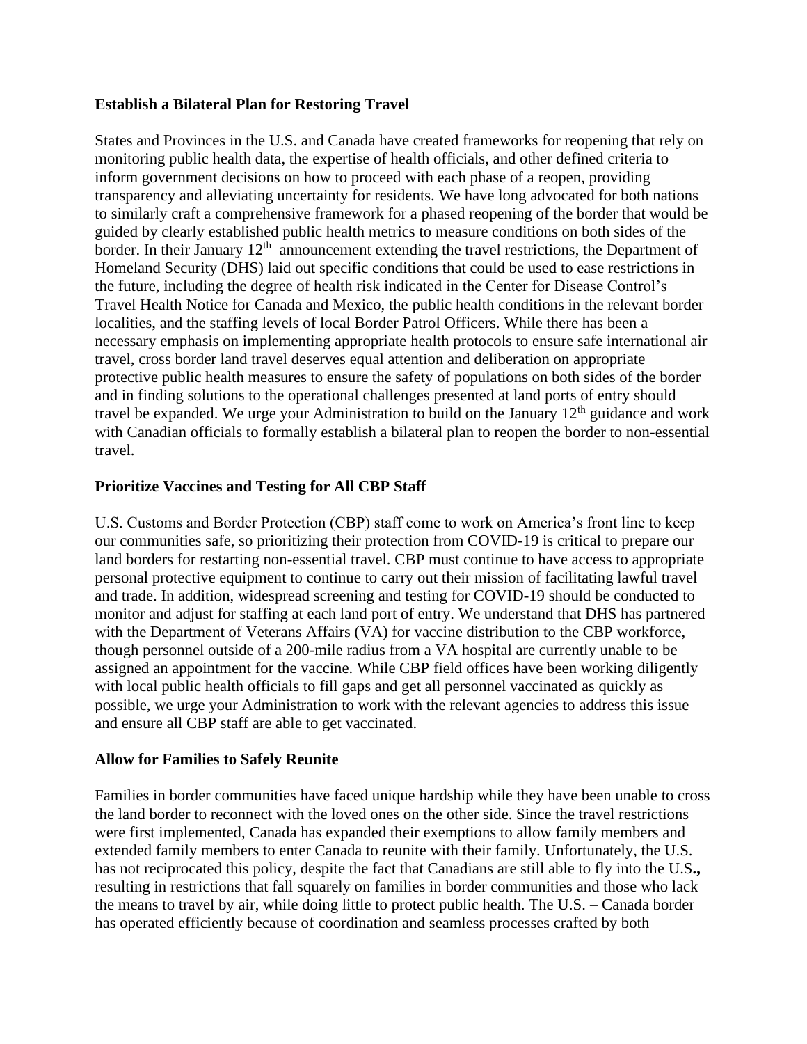**Establish a Bilateral Plan for Restoring Travel**

States and Provinces in the U.S. and Canada have created frameworks for reopening that rely on monitoring public health data, the expertise of health officials, and other defined criteria to inform government decisions on how to proceed with each phase of a reopen, providing transparency and alleviating uncertainty for residents. We have long advocated for both nations to similarly craft a comprehensive framework for a phased reopening of the border that would be guided by clearly established public health metrics to measure conditions on both sides of the border. In their January 12th announcement extending the travel restrictions, the Department of Homeland Security (DHS) laid out specific conditions that could be used to ease restrictions in the future, including the degree of health risk indicated in the Center for Disease Control's Travel Health Notice for Canada and Mexico, the public health conditions in the relevant border localities, and the staffing levels of local Border Patrol Officers. While there has been a necessary emphasis on implementing appropriate health protocols to ensure safe international air travel, cross border land travel deserves equal attention and deliberation on appropriate protective public health measures to ensure the safety of populations on both sides of the border and in finding solutions to the operational challenges presented at land ports of entry should travel be expanded. We urge your Administration to build on the January 12th guidance and work with Canadian officials to formally establish a bilateral plan to reopen the border to non-essential travel.

**Prioritize Vaccines and Testing for All CBP Staff**

U.S. Customs and Border Protection (CBP) staff come to work on America's front line to keep our communities safe, so prioritizing their protection from COVID-19 is critical to prepare our land borders for restarting non-essential travel. CBP must continue to have access to appropriate personal protective equipment to continue to carry out their mission of facilitating lawful travel and trade. In addition, widespread screening and testing for COVID-19 should be conducted to monitor and adjust for staffing at each land port of entry. We understand that DHS has partnered with the Department of Veterans Affairs (VA) for vaccine distribution to the CBP workforce, though personnel outside of a 200-mile radius from a VA hospital are currently unable to be assigned an appointment for the vaccine. While CBP field offices have been working diligently with local public health officials to fill gaps and get all personnel vaccinated as quickly as possible, we urge your Administration to work with the relevant agencies to address this issue and ensure all CBP staff are able to get vaccinated.

**Allow for Families to Safely Reunite**

Families in border communities have faced unique hardship while they have been unable to cross the land border to reconnect with the loved ones on the other side. Since the travel restrictions were first implemented, Canada has expanded their exemptions to allow family members and extended family members to enter Canada to reunite with their family. Unfortunately, the U.S. has not reciprocated this policy, despite the fact that Canadians are still able to fly into the U.S., resulting in restrictions that fall squarely on families in border communities and those who lack the means to travel by air, while doing little to protect public health. The U.S. – Canada border has operated efficiently because of coordination and seamless processes crafted by both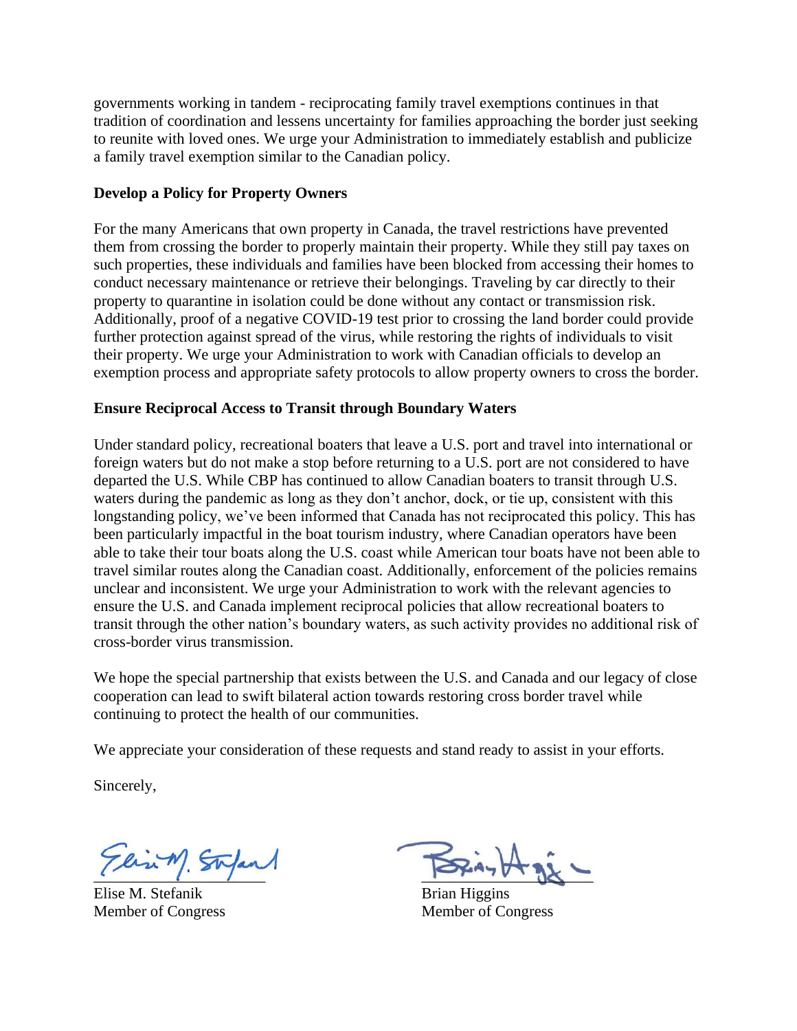governments working in tandem - reciprocating family travel exemptions continues in that tradition of coordination and lessens uncertainty for families approaching the border just seeking to reunite with loved ones. We urge your Administration to immediately establish and publicize a family travel exemption similar to the Canadian policy.

**Develop a Policy for Property Owners**

For the many Americans that own property in Canada, the travel restrictions have prevented them from crossing the border to properly maintain their property. While they still pay taxes on such properties, these individuals and families have been blocked from accessing their homes to conduct necessary maintenance or retrieve their belongings. Traveling by car directly to their property to quarantine in isolation could be done without any contact or transmission risk. Additionally, proof of a negative COVID-19 test prior to crossing the land border could provide further protection against spread of the virus, while restoring the rights of individuals to visit their property. We urge your Administration to work with Canadian officials to develop an exemption process and appropriate safety protocols to allow property owners to cross the border.

**Ensure Reciprocal Access to Transit through Boundary Waters**

Under standard policy, recreational boaters that leave a U.S. port and travel into international or foreign waters but do not make a stop before returning to a U.S. port are not considered to have departed the U.S. While CBP has continued to allow Canadian boaters to transit through U.S. waters during the pandemic as long as they don't anchor, dock, or tie up, consistent with this longstanding policy, we've been informed that Canada has not reciprocated this policy. This has been particularly impactful in the boat tourism industry, where Canadian operators have been able to take their tour boats along the U.S. coast while American tour boats have not been able to travel similar routes along the Canadian coast. Additionally, enforcement of the policies remains unclear and inconsistent. We urge your Administration to work with the relevant agencies to ensure the U.S. and Canada implement reciprocal policies that allow recreational boaters to transit through the other nation's boundary waters, as such activity provides no additional risk of cross-border virus transmission.

We hope the special partnership that exists between the U.S. and Canada and our legacy of close cooperation can lead to swift bilateral action towards restoring cross border travel while continuing to protect the health of our communities.

We appreciate your consideration of these requests and stand ready to assist in your efforts.

Sincerely,

Elise M. Stefanik
Member of Congress

Brian Higgins
Member of Congress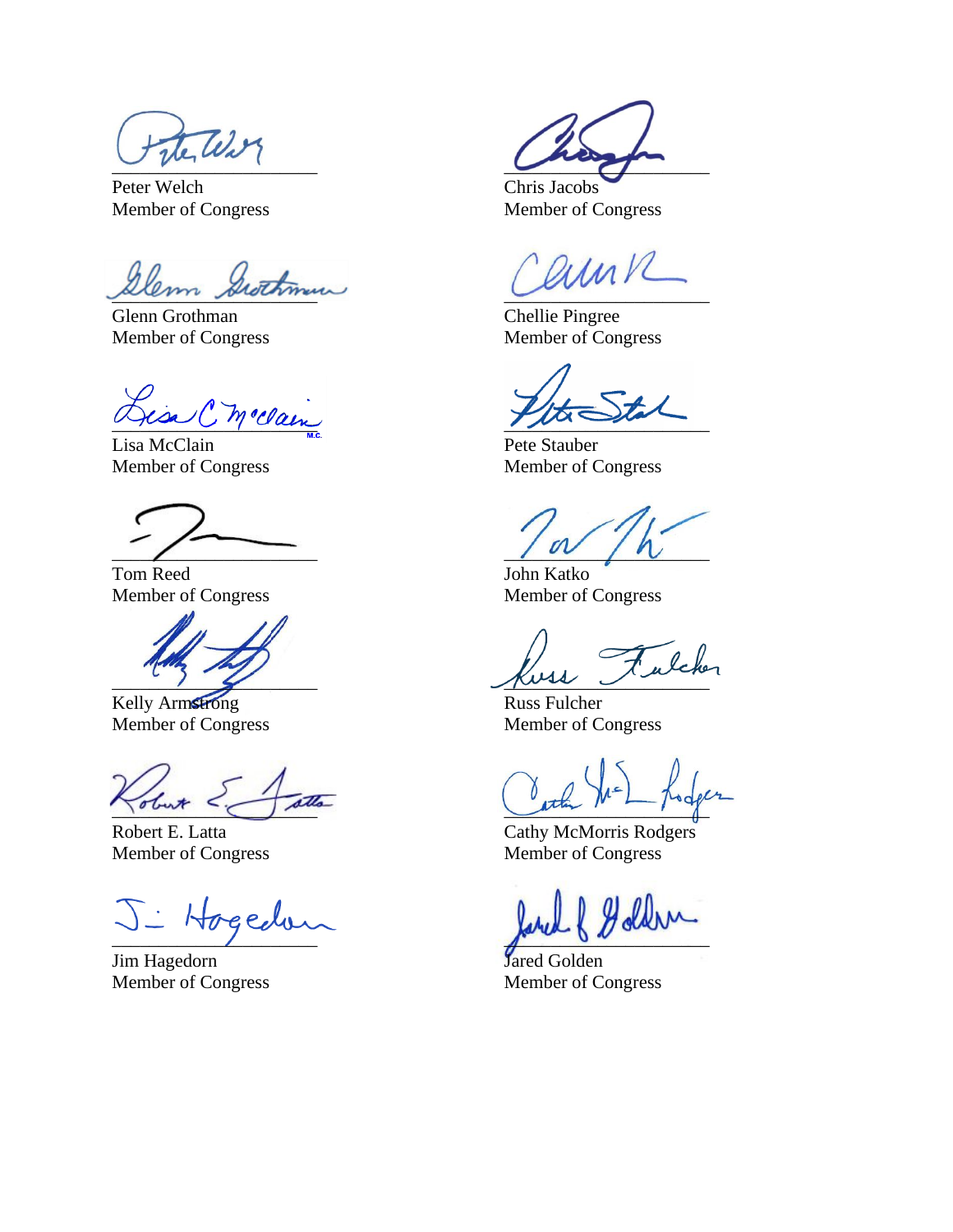Peter Welch
Member of Congress

Chris Jacobs
Member of Congress

Glenn Grothman
Member of Congress

Chellie Pingree
Member of Congress

Lisa McClain
Member of Congress

Pete Stauber
Member of Congress

Tom Reed
Member of Congress

John Katko
Member of Congress

Kelly Armstrong
Member of Congress

Russ Fulcher
Member of Congress

Robert E. Latta
Member of Congress

Cathy McMorris Rodgers
Member of Congress

Jim Hagedorn
Member of Congress

Jared Golden
Member of Congress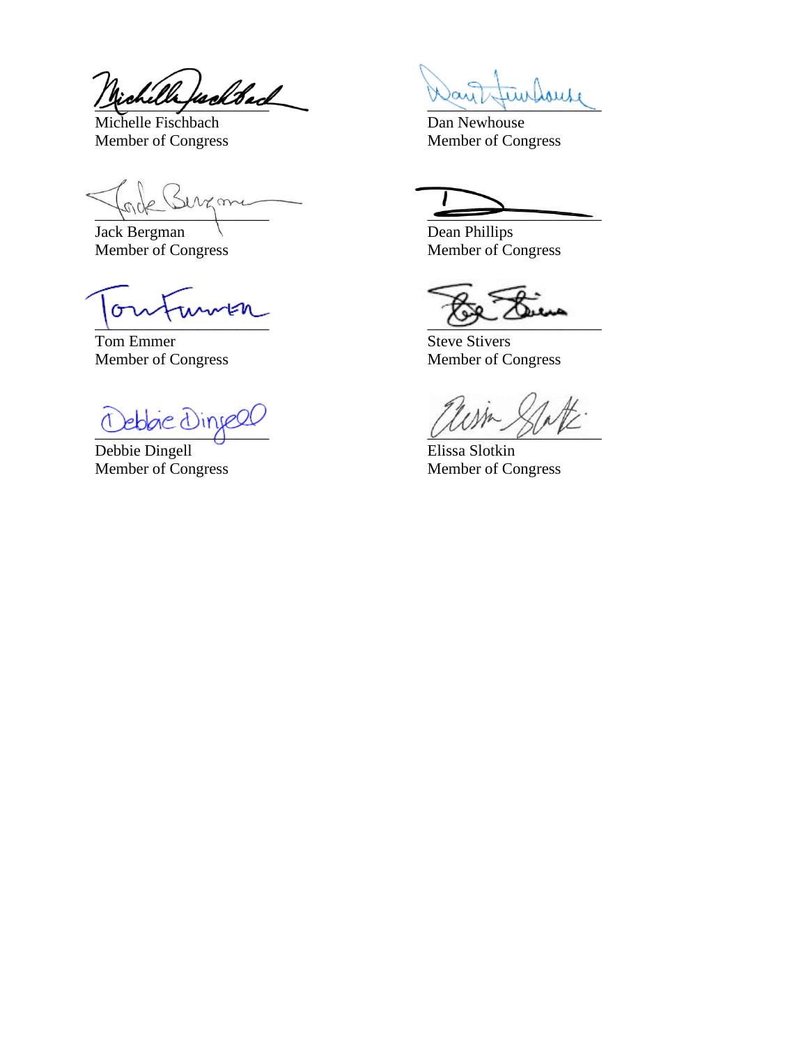Michelle Fischbach
Member of Congress

Dan Newhouse
Member of Congress

Jack Bergman
Member of Congress

Dean Phillips
Member of Congress

Tom Emmer
Member of Congress

Steve Stivers
Member of Congress

Debbie Dingell
Member of Congress

Elissa Slotkin
Member of Congress